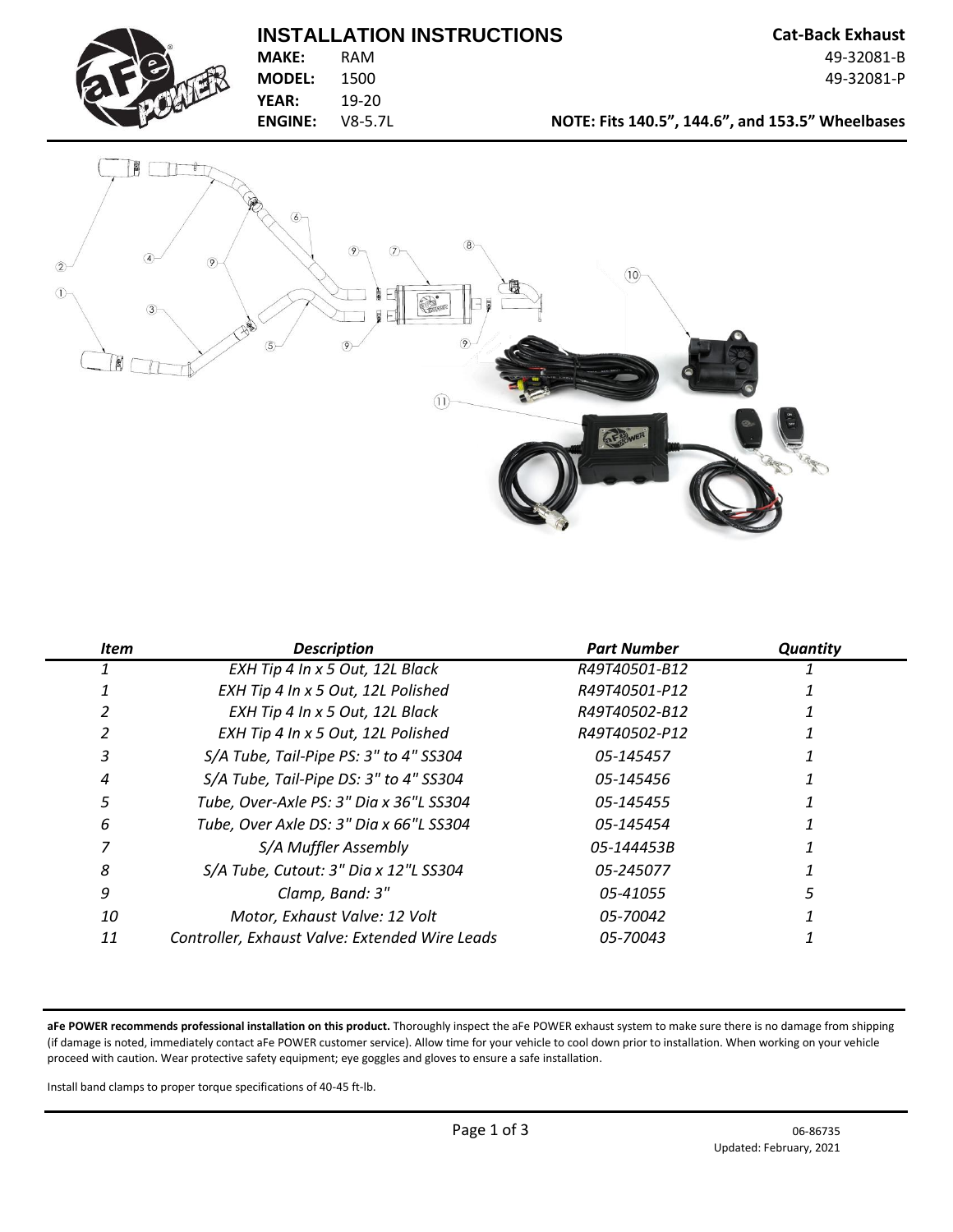# INSTALLATION INSTRUCTIONS

**Cat-Back Exhaust**

49-32081-B

49-32081-P

**MAKE:** RAM
**MODEL:** 1500
**YEAR:** 19-20
**ENGINE:** V8-5.7L

**NOTE: Fits 140.5", 144.6", and 153.5" Wheelbases**

| *Item* | *Description* | *Part Number* | *Quantity* |
|---|---|---|---|
| *1* | *EXH Tip 4 In x 5 Out, 12L Black* | *R49T40501-B12* | *1* |
| *1* | *EXH Tip 4 In x 5 Out, 12L Polished* | *R49T40501-P12* | *1* |
| *2* | *EXH Tip 4 In x 5 Out, 12L Black* | *R49T40502-B12* | *1* |
| *2* | *EXH Tip 4 In x 5 Out, 12L Polished* | *R49T40502-P12* | *1* |
| *3* | *S/A Tube, Tail-Pipe PS: 3" to 4" SS304* | *05-145457* | *1* |
| *4* | *S/A Tube, Tail-Pipe DS: 3" to 4" SS304* | *05-145456* | *1* |
| *5* | *Tube, Over-Axle PS: 3" Dia x 36"L SS304* | *05-145455* | *1* |
| *6* | *Tube, Over Axle DS: 3" Dia x 66"L SS304* | *05-145454* | *1* |
| *7* | *S/A Muffler Assembly* | *05-144453B* | *1* |
| *8* | *S/A Tube, Cutout: 3" Dia x 12"L SS304* | *05-245077* | *1* |
| *9* | *Clamp, Band: 3"* | *05-41055* | *5* |
| *10* | *Motor, Exhaust Valve: 12 Volt* | *05-70042* | *1* |
| *11* | *Controller, Exhaust Valve: Extended Wire Leads* | *05-70043* | *1* |

**aFe POWER recommends professional installation on this product.** Thoroughly inspect the aFe POWER exhaust system to make sure there is no damage from shipping (if damage is noted, immediately contact aFe POWER customer service). Allow time for your vehicle to cool down prior to installation. When working on your vehicle proceed with caution. Wear protective safety equipment; eye goggles and gloves to ensure a safe installation.

Install band clamps to proper torque specifications of 40-45 ft-lb.

06-86735
Updated: February, 2021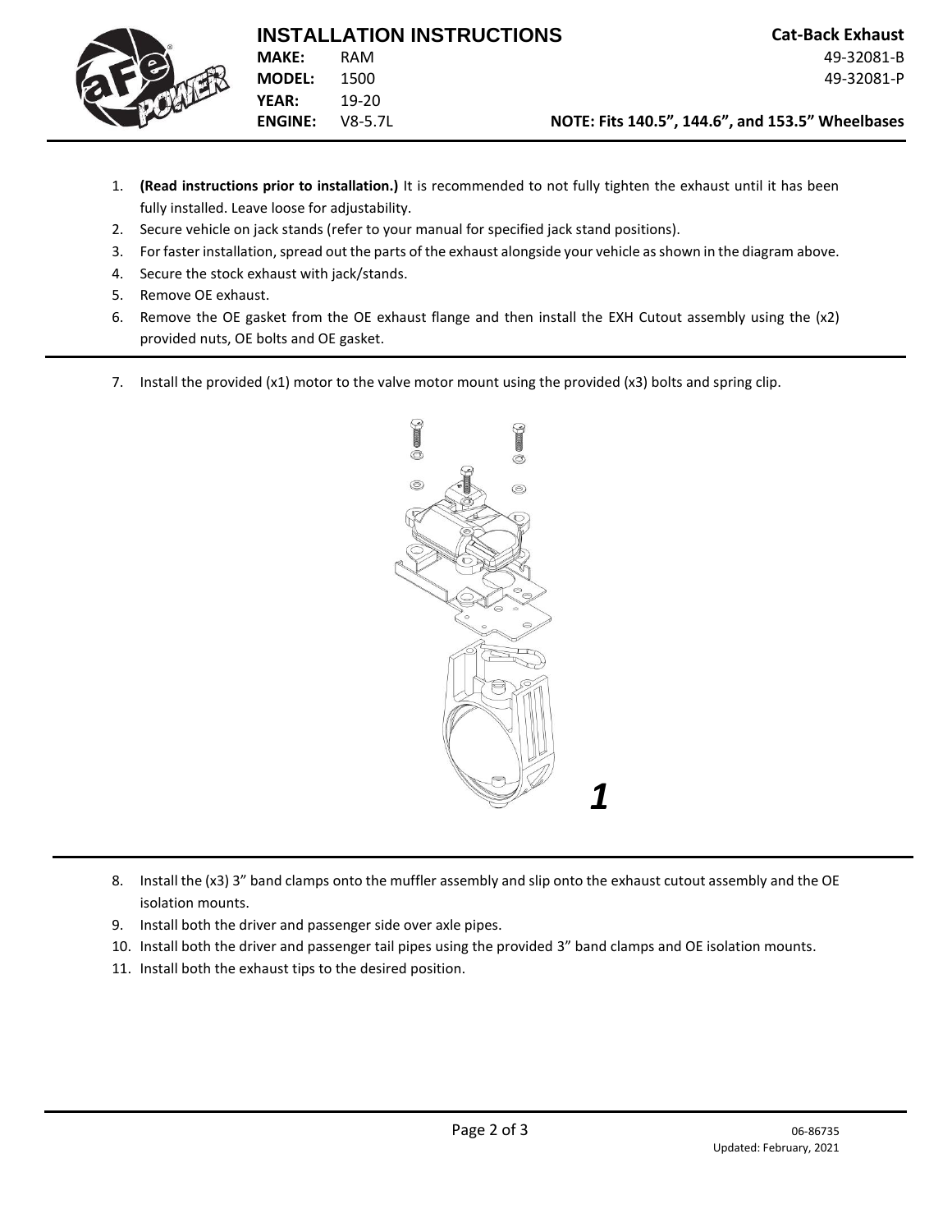# INSTALLATION INSTRUCTIONS

**Cat-Back Exhaust**

**MAKE:** RAM
**MODEL:** 1500
**YEAR:** 19-20
**ENGINE:** V8-5.7L

49-32081-B
49-32081-P

**NOTE: Fits 140.5", 144.6", and 153.5" Wheelbases**

1. **(Read instructions prior to installation.)** It is recommended to not fully tighten the exhaust until it has been fully installed. Leave loose for adjustability.
2. Secure vehicle on jack stands (refer to your manual for specified jack stand positions).
3. For faster installation, spread out the parts of the exhaust alongside your vehicle as shown in the diagram above.
4. Secure the stock exhaust with jack/stands.
5. Remove OE exhaust.
6. Remove the OE gasket from the OE exhaust flange and then install the EXH Cutout assembly using the (x2) provided nuts, OE bolts and OE gasket.

---

7. Install the provided (x1) motor to the valve motor mount using the provided (x3) bolts and spring clip.

***1***

---

8. Install the (x3) 3" band clamps onto the muffler assembly and slip onto the exhaust cutout assembly and the OE isolation mounts.
9. Install both the driver and passenger side over axle pipes.
10. Install both the driver and passenger tail pipes using the provided 3" band clamps and OE isolation mounts.
11. Install both the exhaust tips to the desired position.

06-86735
Updated: February, 2021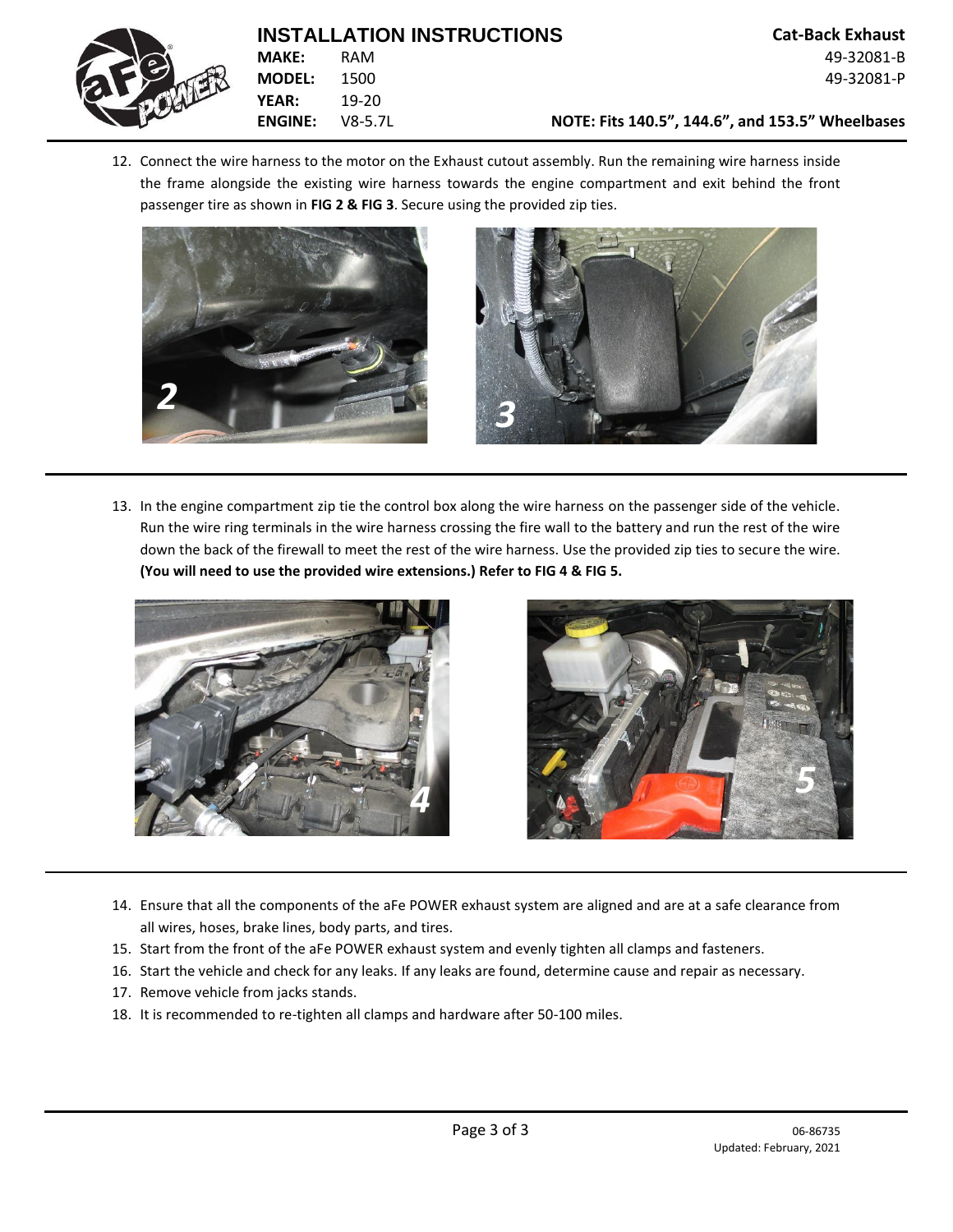12. Connect the wire harness to the motor on the Exhaust cutout assembly. Run the remaining wire harness inside the frame alongside the existing wire harness towards the engine compartment and exit behind the front passenger tire as shown in **FIG 2 & FIG 3**. Secure using the provided zip ties.

2

3

13. In the engine compartment zip tie the control box along the wire harness on the passenger side of the vehicle. Run the wire ring terminals in the wire harness crossing the fire wall to the battery and run the rest of the wire down the back of the firewall to meet the rest of the wire harness. Use the provided zip ties to secure the wire. **(You will need to use the provided wire extensions.) Refer to FIG 4 & FIG 5.**

4

5

14. Ensure that all the components of the aFe POWER exhaust system are aligned and are at a safe clearance from all wires, hoses, brake lines, body parts, and tires.
15. Start from the front of the aFe POWER exhaust system and evenly tighten all clamps and fasteners.
16. Start the vehicle and check for any leaks. If any leaks are found, determine cause and repair as necessary.
17. Remove vehicle from jacks stands.
18. It is recommended to re-tighten all clamps and hardware after 50-100 miles.